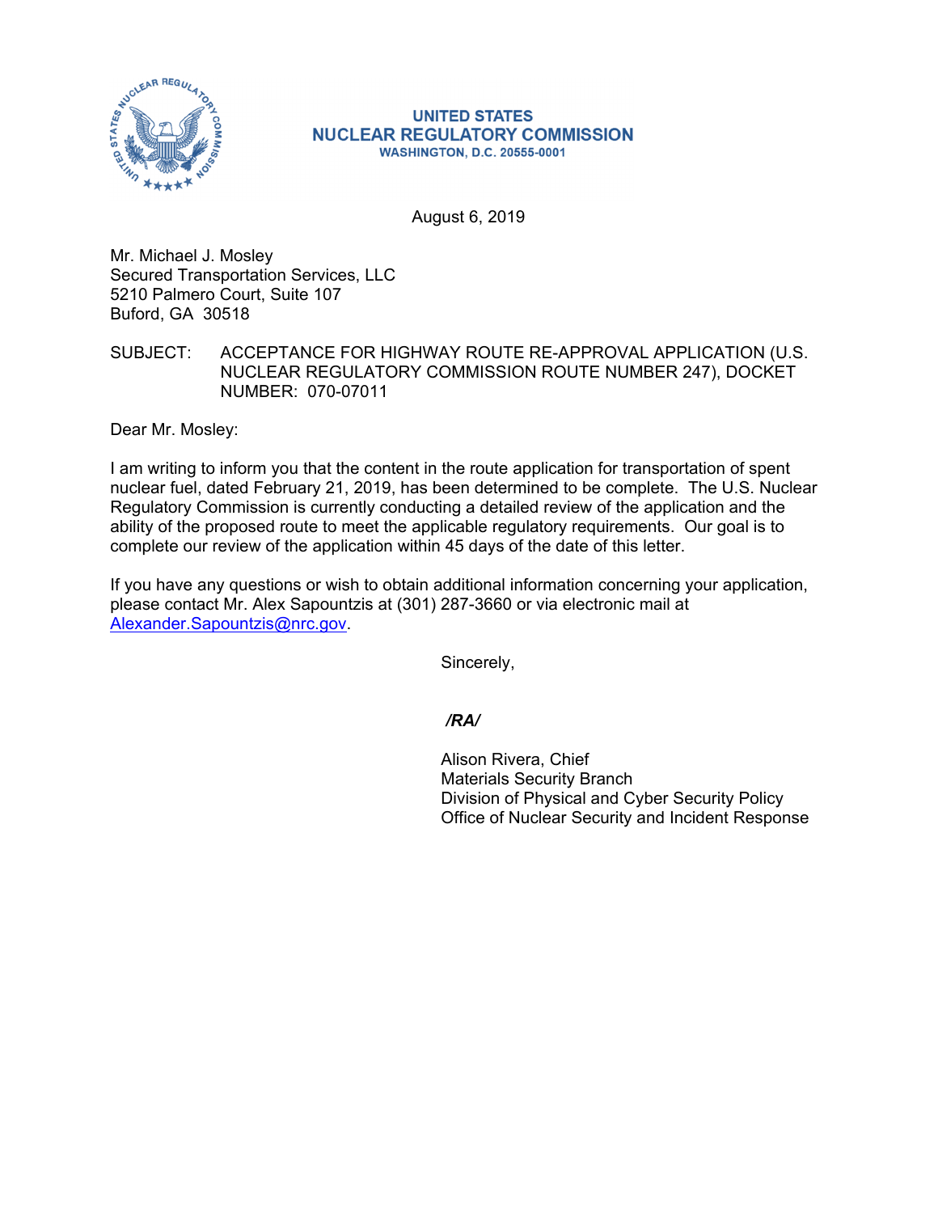**UNITED STATES**
**NUCLEAR REGULATORY COMMISSION**
**WASHINGTON, D.C. 20555-0001**

August 6, 2019

Mr. Michael J. Mosley
Secured Transportation Services, LLC
5210 Palmero Court, Suite 107
Buford, GA 30518

SUBJECT: ACCEPTANCE FOR HIGHWAY ROUTE RE-APPROVAL APPLICATION (U.S. NUCLEAR REGULATORY COMMISSION ROUTE NUMBER 247), DOCKET NUMBER: 070-07011

Dear Mr. Mosley:

I am writing to inform you that the content in the route application for transportation of spent nuclear fuel, dated February 21, 2019, has been determined to be complete. The U.S. Nuclear Regulatory Commission is currently conducting a detailed review of the application and the ability of the proposed route to meet the applicable regulatory requirements. Our goal is to complete our review of the application within 45 days of the date of this letter.

If you have any questions or wish to obtain additional information concerning your application, please contact Mr. Alex Sapountzis at (301) 287-3660 or via electronic mail at Alexander.Sapountzis@nrc.gov.

Sincerely,

***/RA/***

Alison Rivera, Chief
Materials Security Branch
Division of Physical and Cyber Security Policy
Office of Nuclear Security and Incident Response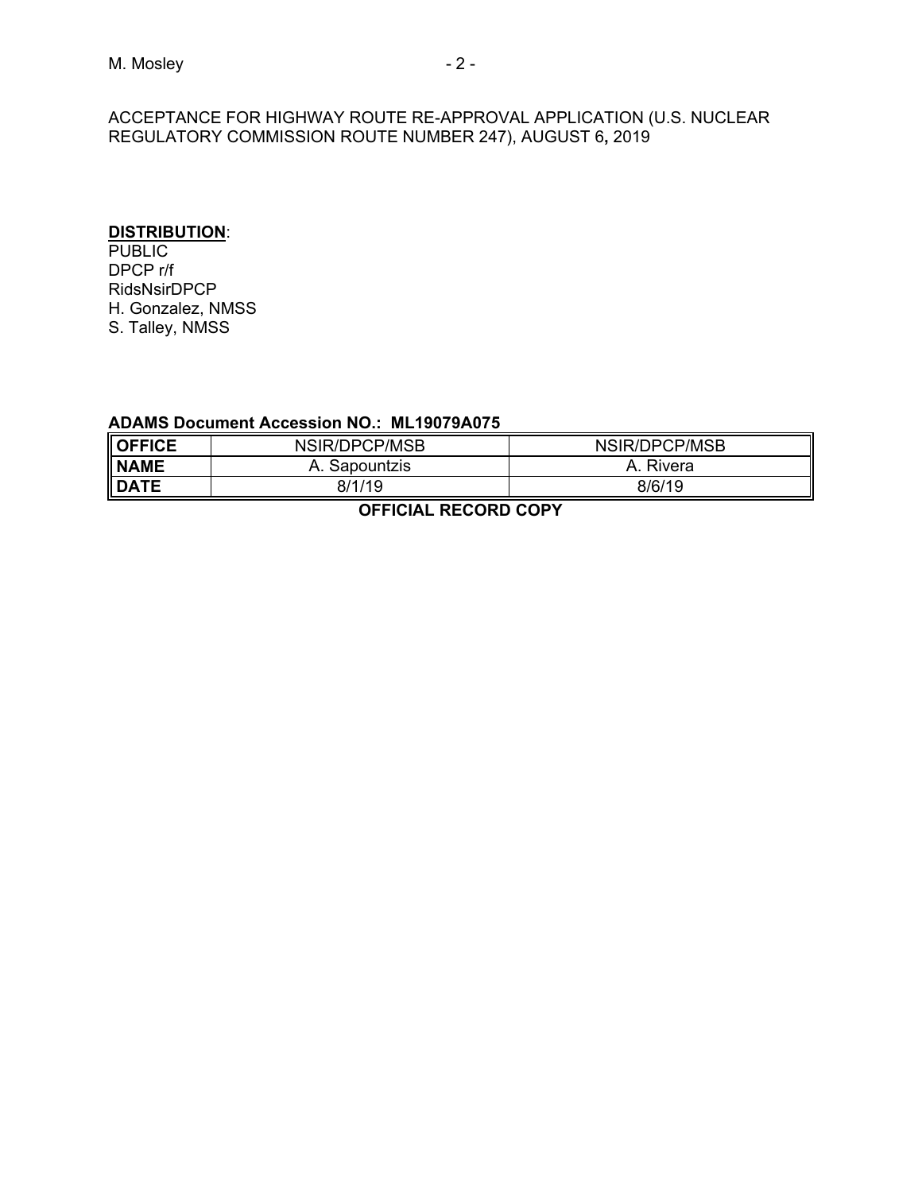ACCEPTANCE FOR HIGHWAY ROUTE RE-APPROVAL APPLICATION (U.S. NUCLEAR REGULATORY COMMISSION ROUTE NUMBER 247), AUGUST 6**,** 2019

**DISTRIBUTION**:
PUBLIC
DPCP r/f
RidsNsirDPCP
H. Gonzalez, NMSS
S. Talley, NMSS

**ADAMS Document Accession NO.: ML19079A075**

| | | |
|---|---|---|
| **OFFICE** | NSIR/DPCP/MSB | NSIR/DPCP/MSB |
| **NAME** | A. Sapountzis | A. Rivera |
| **DATE** | 8/1/19 | 8/6/19 |

**OFFICIAL RECORD COPY**